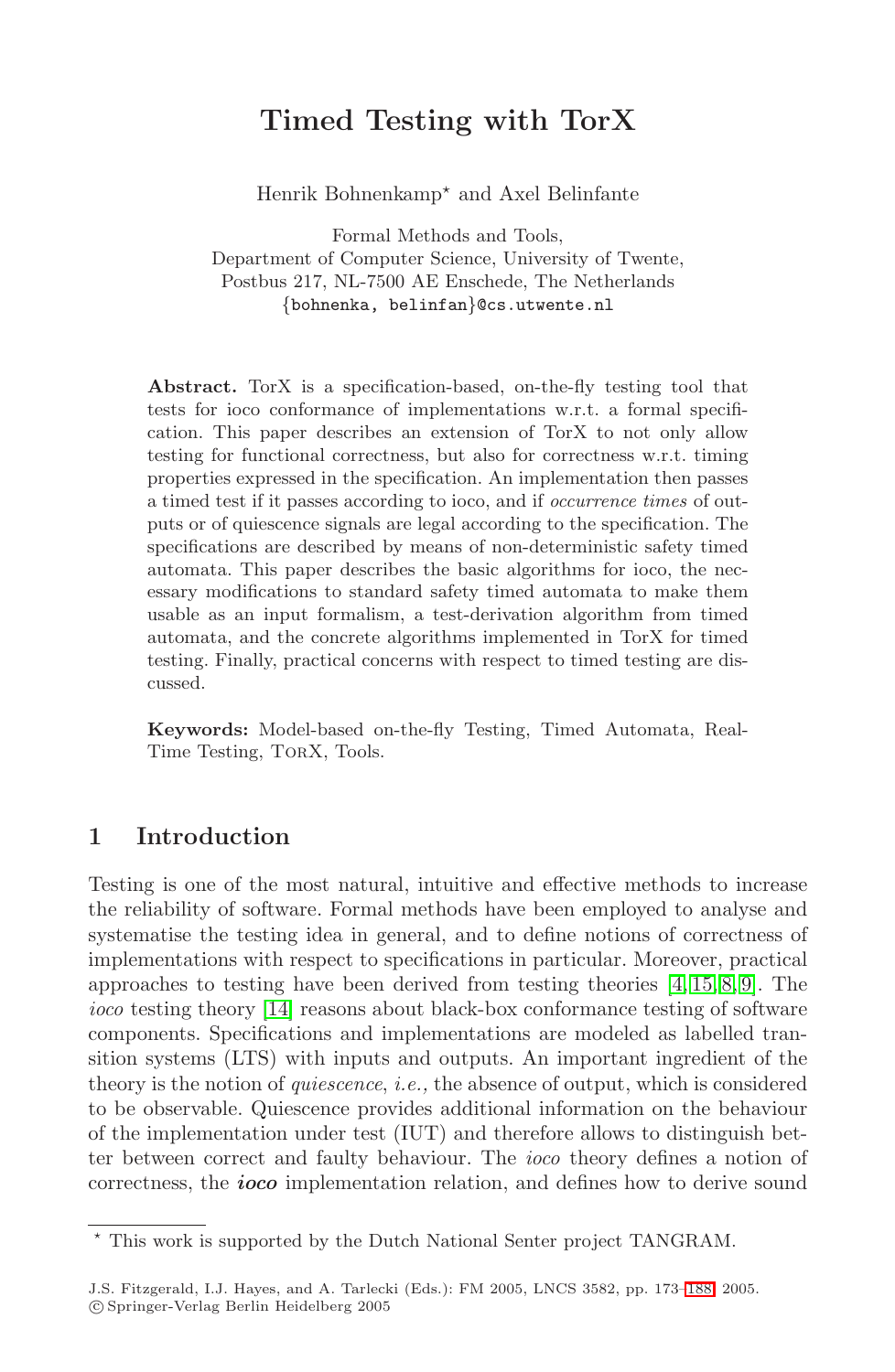# Timed Testing with TorX

Henrik Bohnenkamp* and Axel Belinfante

Formal Methods and Tools,
Department of Computer Science, University of Twente,
Postbus 217, NL-7500 AE Enschede, The Netherlands
{bohnenka, belinfan}@cs.utwente.nl

**Abstract.** TorX is a specification-based, on-the-fly testing tool that tests for ioco conformance of implementations w.r.t. a formal specification. This paper describes an extension of TorX to not only allow testing for functional correctness, but also for correctness w.r.t. timing properties expressed in the specification. An implementation then passes a timed test if it passes according to ioco, and if *occurrence times* of outputs or of quiescence signals are legal according to the specification. The specifications are described by means of non-deterministic safety timed automata. This paper describes the basic algorithms for ioco, the necessary modifications to standard safety timed automata to make them usable as an input formalism, a test-derivation algorithm from timed automata, and the concrete algorithms implemented in TorX for timed testing. Finally, practical concerns with respect to timed testing are discussed.

**Keywords:** Model-based on-the-fly Testing, Timed Automata, Real-Time Testing, TorX, Tools.

## 1 Introduction

Testing is one of the most natural, intuitive and effective methods to increase the reliability of software. Formal methods have been employed to analyse and systematise the testing idea in general, and to define notions of correctness of implementations with respect to specifications in particular. Moreover, practical approaches to testing have been derived from testing theories [4,15,8,9]. The *ioco* testing theory [14] reasons about black-box conformance testing of software components. Specifications and implementations are modeled as labelled transition systems (LTS) with inputs and outputs. An important ingredient of the theory is the notion of *quiescence*, *i.e.,* the absence of output, which is considered to be observable. Quiescence provides additional information on the behaviour of the implementation under test (IUT) and therefore allows to distinguish better between correct and faulty behaviour. The *ioco* theory defines a notion of correctness, the ***ioco*** implementation relation, and defines how to derive sound

* This work is supported by the Dutch National Senter project TANGRAM.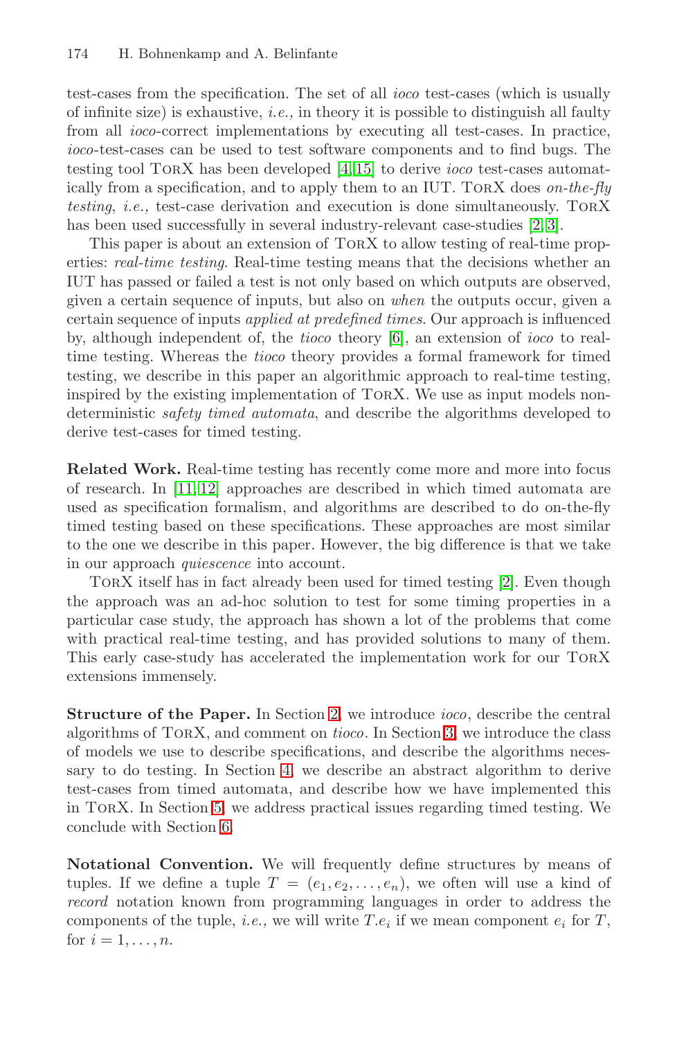test-cases from the specification. The set of all *ioco* test-cases (which is usually of infinite size) is exhaustive, *i.e.,* in theory it is possible to distinguish all faulty from all *ioco*-correct implementations by executing all test-cases. In practice, *ioco*-test-cases can be used to test software components and to find bugs. The testing tool TorX has been developed [4,15] to derive *ioco* test-cases automatically from a specification, and to apply them to an IUT. TorX does *on-the-fly testing*, *i.e.,* test-case derivation and execution is done simultaneously. TorX has been used successfully in several industry-relevant case-studies [2,3].

This paper is about an extension of TorX to allow testing of real-time properties: *real-time testing*. Real-time testing means that the decisions whether an IUT has passed or failed a test is not only based on which outputs are observed, given a certain sequence of inputs, but also on *when* the outputs occur, given a certain sequence of inputs *applied at predefined times*. Our approach is influenced by, although independent of, the *tioco* theory [6], an extension of *ioco* to real-time testing. Whereas the *tioco* theory provides a formal framework for timed testing, we describe in this paper an algorithmic approach to real-time testing, inspired by the existing implementation of TorX. We use as input models non-deterministic *safety timed automata*, and describe the algorithms developed to derive test-cases for timed testing.

**Related Work.** Real-time testing has recently come more and more into focus of research. In [11,12] approaches are described in which timed automata are used as specification formalism, and algorithms are described to do on-the-fly timed testing based on these specifications. These approaches are most similar to the one we describe in this paper. However, the big difference is that we take in our approach *quiescence* into account.

TorX itself has in fact already been used for timed testing [2]. Even though the approach was an ad-hoc solution to test for some timing properties in a particular case study, the approach has shown a lot of the problems that come with practical real-time testing, and has provided solutions to many of them. This early case-study has accelerated the implementation work for our TorX extensions immensely.

**Structure of the Paper.** In Section 2, we introduce *ioco*, describe the central algorithms of TorX, and comment on *tioco*. In Section 3, we introduce the class of models we use to describe specifications, and describe the algorithms necessary to do testing. In Section 4, we describe an abstract algorithm to derive test-cases from timed automata, and describe how we have implemented this in TorX. In Section 5, we address practical issues regarding timed testing. We conclude with Section 6.

**Notational Convention.** We will frequently define structures by means of tuples. If we define a tuple $T = (e_1, e_2, \ldots, e_n)$, we often will use a kind of *record* notation known from programming languages in order to address the components of the tuple, *i.e.,* we will write $T.e_i$ if we mean component $e_i$ for $T$, for $i = 1, \ldots, n$.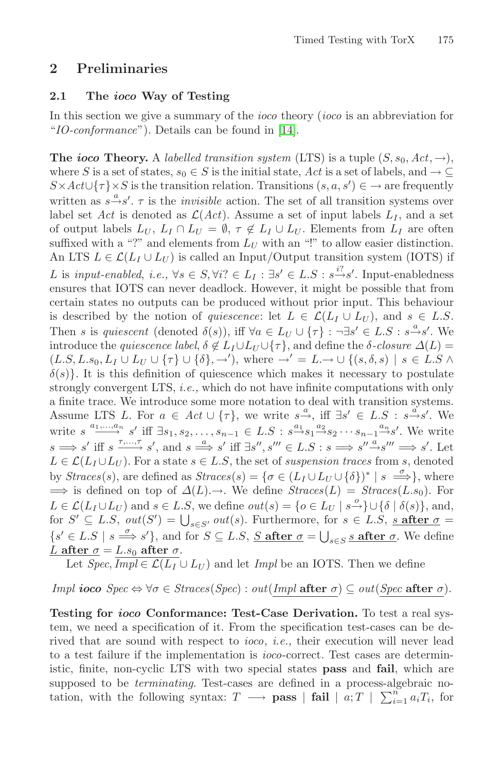## 2 Preliminaries

### 2.1 The *ioco* Way of Testing

In this section we give a summary of the *ioco* theory (*ioco* is an abbreviation for "*IO-conformance*"). Details can be found in [14].

**The *ioco* Theory.** A *labelled transition system* (LTS) is a tuple $(S, s_0, Act, \rightarrow)$, where $S$ is a set of states, $s_0 \in S$ is the initial state, $Act$ is a set of labels, and $\rightarrow \subseteq S \times Act \cup \{\tau\} \times S$ is the transition relation. Transitions $(s, a, s') \in \rightarrow$ are frequently written as $s \xrightarrow{a} s'$. $\tau$ is the *invisible* action. The set of all transition systems over label set $Act$ is denoted as $\mathcal{L}(Act)$. Assume a set of input labels $L_I$, and a set of output labels $L_U$, $L_I \cap L_U = \emptyset$, $\tau \notin L_I \cup L_U$. Elements from $L_I$ are often suffixed with a "?" and elements from $L_U$ with an "!" to allow easier distinction. An LTS $L \in \mathcal{L}(L_I \cup L_U)$ is called an Input/Output transition system (IOTS) if $L$ is *input-enabled*, *i.e.,* $\forall s \in S, \forall i? \in L_I : \exists s' \in L.S : s \xrightarrow{i?} s'$. Input-enabledness ensures that IOTS can never deadlock. However, it might be possible that from certain states no outputs can be produced without prior input. This behaviour is described by the notion of *quiescence*: let $L \in \mathcal{L}(L_I \cup L_U)$, and $s \in L.S$. Then $s$ is *quiescent* (denoted $\delta(s)$), iff $\forall a \in L_U \cup \{\tau\} : \neg\exists s' \in L.S : s \xrightarrow{a} s'$. We introduce the *quiescence label*, $\delta \notin L_I \cup L_U \cup \{\tau\}$, and define the *$\delta$-closure* $\Delta(L) = (L.S, L.s_0, L_I \cup L_U \cup \{\tau\} \cup \{\delta\}, \rightarrow')$, where $\rightarrow' = L.\!\rightarrow \cup \{(s, \delta, s) \mid s \in L.S \wedge \delta(s)\}$. It is this definition of quiescence which makes it necessary to postulate strongly convergent LTS, *i.e.,* which do not have infinite computations with only a finite trace. We introduce some more notation to deal with transition systems. Assume LTS $L$. For $a \in Act \cup \{\tau\}$, we write $s \xrightarrow{a}$, iff $\exists s' \in L.S : s \xrightarrow{a} s'$. We write $s \xrightarrow{a_1, \dots, a_n} s'$ iff $\exists s_1, s_2, \dots, s_{n-1} \in L.S : s \xrightarrow{a_1} s_1 \xrightarrow{a_2} s_2 \cdots s_{n-1} \xrightarrow{a_n} s'$. We write $s \Longrightarrow s'$ iff $s \xrightarrow{\tau, \dots, \tau} s'$, and $s \overset{a}{\Longrightarrow} s'$ iff $\exists s'', s''' \in L.S : s \Longrightarrow s'' \xrightarrow{a} s''' \Longrightarrow s'$. Let $L \in \mathcal{L}(L_I \cup L_U)$. For a state $s \in L.S$, the set of *suspension traces* from $s$, denoted by $Straces(s)$, are defined as $Straces(s) = \{\sigma \in (L_I \cup L_U \cup \{\delta\})^* \mid s \overset{\sigma}{\Longrightarrow}\}$, where $\Longrightarrow$ is defined on top of $\Delta(L).\!\rightarrow$. We define $Straces(L) = Straces(L.s_0)$. For $L \in \mathcal{L}(L_I \cup L_U)$ and $s \in L.S$, we define $out(s) = \{o \in L_U \mid s \xrightarrow{o}\} \cup \{\delta \mid \delta(s)\}$, and, for $S' \subseteq L.S$, $out(S') = \bigcup_{s \in S'} out(s)$. Furthermore, for $s \in L.S$, $\underline{s \textbf{ after } \sigma} = \{s' \in L.S \mid s \overset{\sigma}{\Longrightarrow} s'\}$, and for $S \subseteq L.S$, $\underline{S \textbf{ after } \sigma} = \bigcup_{s \in S} \underline{s \textbf{ after } \sigma}$. We define $\underline{L \textbf{ after } \sigma} = \underline{L.s_0 \textbf{ after } \sigma}$.

Let $Spec, Impl \in \mathcal{L}(L_I \cup L_U)$ and let *Impl* be an IOTS. Then we define

$$Impl \ \textbf{\textit{ioco}} \ Spec \Leftrightarrow \forall \sigma \in Straces(Spec) : out(\underline{Impl \textbf{ after } \sigma}) \subseteq out(\underline{Spec \textbf{ after } \sigma}).$$

**Testing for *ioco* Conformance: Test-Case Derivation.** To test a real system, we need a specification of it. From the specification test-cases can be derived that are sound with respect to *ioco*, *i.e.,* their execution will never lead to a test failure if the implementation is *ioco*-correct. Test cases are deterministic, finite, non-cyclic LTS with two special states **pass** and **fail**, which are supposed to be *terminating*. Test-cases are defined in a process-algebraic notation, with the following syntax: $T \longrightarrow \textbf{pass} \mid \textbf{fail} \mid a; T \mid \sum_{i=1}^{n} a_i T_i$, for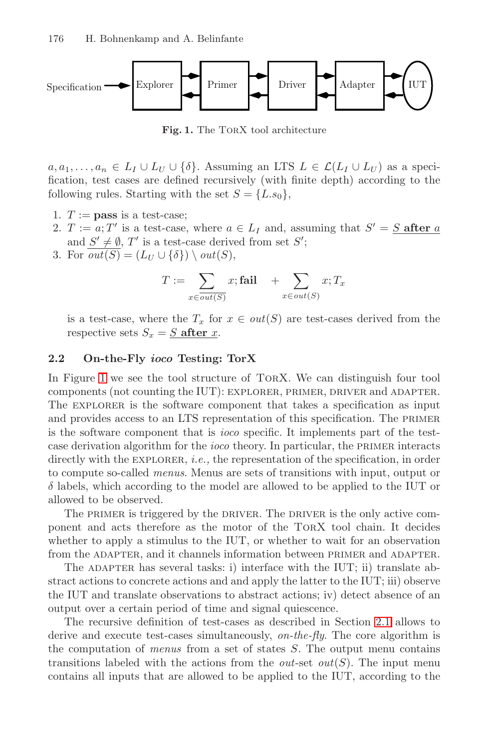Specification → Explorer ⇄ Primer ⇄ Driver ⇄ Adapter ⇄ IUT

**Fig. 1.** The TorX tool architecture

$a, a_1, \ldots, a_n \in L_I \cup L_U \cup \{\delta\}$. Assuming an LTS $L \in \mathcal{L}(L_I \cup L_U)$ as a specification, test cases are defined recursively (with finite depth) according to the following rules. Starting with the set $S = \{L.s_0\}$,

1. $T :=$ **pass** is a test-case;
2. $T := a; T'$ is a test-case, where $a \in L_I$ and, assuming that $S' = \underline{S \textbf{ after } a}$ and $\underline{S' \neq \emptyset}$, $T'$ is a test-case derived from set $S'$;
3. For $\overline{out(S)} = (L_U \cup \{\delta\}) \setminus out(S)$,

$$T := \sum_{x \in \overline{out(S)}} x; \textbf{fail} \quad + \sum_{x \in out(S)} x; T_x$$

   is a test-case, where the $T_x$ for $x \in out(S)$ are test-cases derived from the respective sets $S_x = \underline{S \textbf{ after } x}$.

### 2.2 On-the-Fly *ioco* Testing: TorX

In Figure 1 we see the tool structure of TorX. We can distinguish four tool components (not counting the IUT): Explorer, Primer, Driver and Adapter. The Explorer is the software component that takes a specification as input and provides access to an LTS representation of this specification. The Primer is the software component that is *ioco* specific. It implements part of the test-case derivation algorithm for the *ioco* theory. In particular, the Primer interacts directly with the Explorer, *i.e.,* the representation of the specification, in order to compute so-called *menus*. Menus are sets of transitions with input, output or $\delta$ labels, which according to the model are allowed to be applied to the IUT or allowed to be observed.

The Primer is triggered by the Driver. The Driver is the only active component and acts therefore as the motor of the TorX tool chain. It decides whether to apply a stimulus to the IUT, or whether to wait for an observation from the Adapter, and it channels information between Primer and Adapter.

The Adapter has several tasks: i) interface with the IUT; ii) translate abstract actions to concrete actions and and apply the latter to the IUT; iii) observe the IUT and translate observations to abstract actions; iv) detect absence of an output over a certain period of time and signal quiescence.

The recursive definition of test-cases as described in Section 2.1 allows to derive and execute test-cases simultaneously, *on-the-fly*. The core algorithm is the computation of *menus* from a set of states $S$. The output menu contains transitions labeled with the actions from the *out*-set $out(S)$. The input menu contains all inputs that are allowed to be applied to the IUT, according to the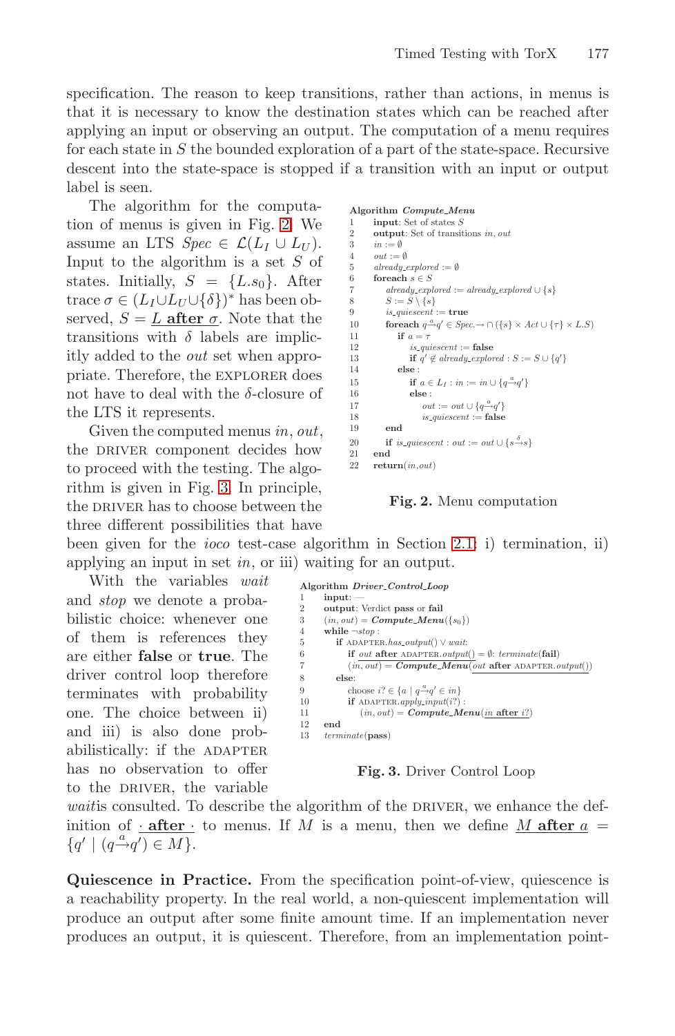specification. The reason to keep transitions, rather than actions, in menus is that it is necessary to know the destination states which can be reached after applying an input or observing an output. The computation of a menu requires for each state in $S$ the bounded exploration of a part of the state-space. Recursive descent into the state-space is stopped if a transition with an input or output label is seen.

The algorithm for the computation of menus is given in Fig. 2. We assume an LTS $Spec \in \mathcal{L}(L_I \cup L_U)$. Input to the algorithm is a set $S$ of states. Initially, $S = \{L.s_0\}$. After trace $\sigma \in (L_I \cup L_U \cup \{\delta\})^*$ has been observed, $S = \underline{L \textbf{ after } \sigma}$. Note that the transitions with $\delta$ labels are implicitly added to the *out* set when appropriate. Therefore, the EXPLORER does not have to deal with the $\delta$-closure of the LTS it represents.

```
Algorithm Compute_Menu
1    input: Set of states S
2    output: Set of transitions in, out
3    in := ∅
4    out := ∅
5    already_explored := ∅
6    foreach s ∈ S
7        already_explored := already_explored ∪ {s}
8        S := S \ {s}
9        is_quiescent := true
10       foreach q -a-> q' ∈ Spec.→ ∩ ({s} × Act ∪ {τ} × L.S)
11           if a = τ
12               is_quiescent := false
13               if q' ∉ already_explored : S := S ∪ {q'}
14           else :
15               if a ∈ L_I : in := in ∪ {q -a-> q'}
16               else :
17                   out := out ∪ {q -a-> q'}
18                   is_quiescent := false
19       end
20       if is_quiescent : out := out ∪ {s -δ-> s}
21   end
22   return(in,out)
```

**Fig. 2.** Menu computation

Given the computed menus *in*, *out*, the DRIVER component decides how to proceed with the testing. The algorithm is given in Fig. 3. In principle, the DRIVER has to choose between the three different possibilities that have been given for the *ioco* test-case algorithm in Section 2.1: i) termination, ii) applying an input in set *in*, or iii) waiting for an output.

With the variables *wait* and *stop* we denote a probabilistic choice: whenever one of them is references they are either **false** or **true**. The driver control loop therefore terminates with probability one. The choice between ii) and iii) is also done probabilistically: if the ADAPTER has no observation to offer to the DRIVER, the variable *wait*is consulted. To describe the algorithm of the DRIVER, we enhance the definition of $\underline{\cdot \textbf{ after } \cdot}$ to menus. If $M$ is a menu, then we define $\underline{M \textbf{ after } a} = \{q' \mid (q \xrightarrow{a} q') \in M\}$.

```
Algorithm Driver_Control_Loop
1    input: —
2    output: Verdict pass or fail
3    (in, out) = Compute_Menu({s0})
4    while ¬stop :
5        if ADAPTER.has_output() ∨ wait:
6            if out after ADAPTER.output() = ∅: terminate(fail)
7            (in, out) = Compute_Menu(out after ADAPTER.output())
8        else:
9            choose i? ∈ {a | q -a-> q' ∈ in}
10           if ADAPTER.apply_input(i?) :
11               (in, out) = Compute_Menu(in after i?)
12   end
13   terminate(pass)
```

**Fig. 3.** Driver Control Loop

**Quiescence in Practice.** From the specification point-of-view, quiescence is a reachability property. In the real world, a non-quiescent implementation will produce an output after some finite amount time. If an implementation never produces an output, it is quiescent. Therefore, from an implementation point-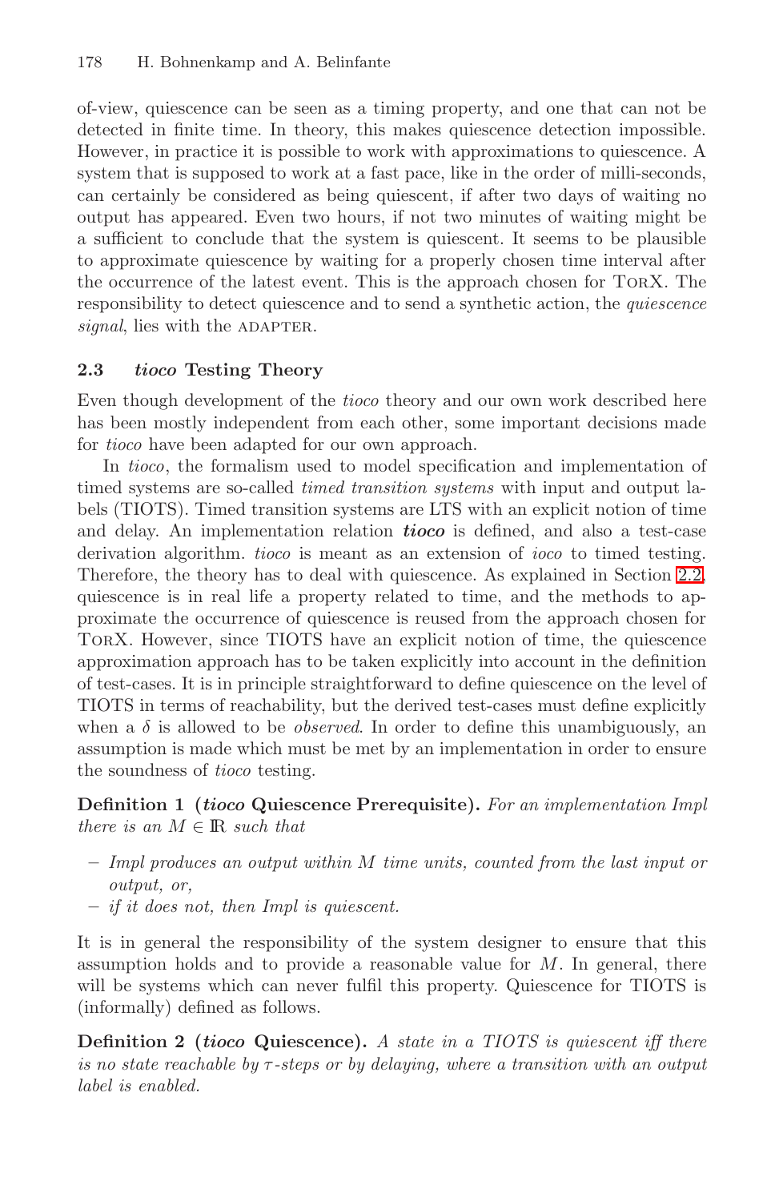of-view, quiescence can be seen as a timing property, and one that can not be detected in finite time. In theory, this makes quiescence detection impossible. However, in practice it is possible to work with approximations to quiescence. A system that is supposed to work at a fast pace, like in the order of milli-seconds, can certainly be considered as being quiescent, if after two days of waiting no output has appeared. Even two hours, if not two minutes of waiting might be a sufficient to conclude that the system is quiescent. It seems to be plausible to approximate quiescence by waiting for a properly chosen time interval after the occurrence of the latest event. This is the approach chosen for TorX. The responsibility to detect quiescence and to send a synthetic action, the *quiescence signal*, lies with the ADAPTER.

### 2.3 *tioco* Testing Theory

Even though development of the *tioco* theory and our own work described here has been mostly independent from each other, some important decisions made for *tioco* have been adapted for our own approach.

In *tioco*, the formalism used to model specification and implementation of timed systems are so-called *timed transition systems* with input and output labels (TIOTS). Timed transition systems are LTS with an explicit notion of time and delay. An implementation relation ***tioco*** is defined, and also a test-case derivation algorithm. *tioco* is meant as an extension of *ioco* to timed testing. Therefore, the theory has to deal with quiescence. As explained in Section 2.2, quiescence is in real life a property related to time, and the methods to approximate the occurrence of quiescence is reused from the approach chosen for TorX. However, since TIOTS have an explicit notion of time, the quiescence approximation approach has to be taken explicitly into account in the definition of test-cases. It is in principle straightforward to define quiescence on the level of TIOTS in terms of reachability, but the derived test-cases must define explicitly when a $\delta$ is allowed to be *observed*. In order to define this unambiguously, an assumption is made which must be met by an implementation in order to ensure the soundness of *tioco* testing.

**Definition 1 (*tioco* Quiescence Prerequisite).** *For an implementation Impl there is an $M \in \mathbb{R}$ such that*

- *Impl produces an output within $M$ time units, counted from the last input or output, or,*
- *if it does not, then Impl is quiescent.*

It is in general the responsibility of the system designer to ensure that this assumption holds and to provide a reasonable value for $M$. In general, there will be systems which can never fulfil this property. Quiescence for TIOTS is (informally) defined as follows.

**Definition 2 (*tioco* Quiescence).** *A state in a TIOTS is quiescent iff there is no state reachable by $\tau$-steps or by delaying, where a transition with an output label is enabled.*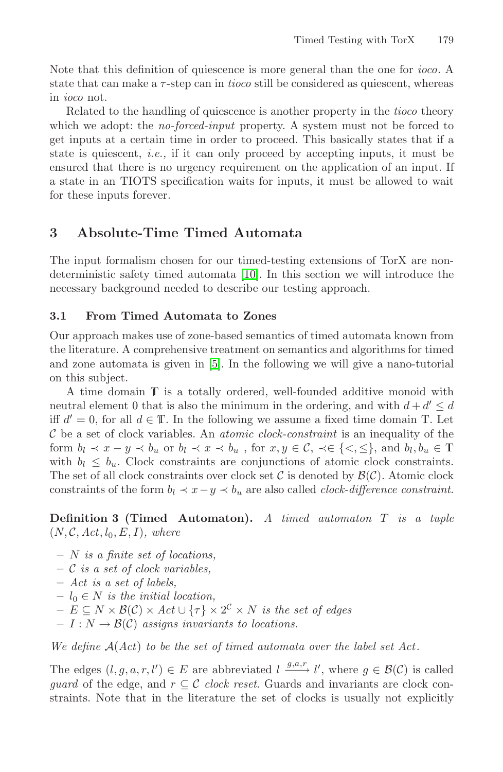Note that this definition of quiescence is more general than the one for *ioco*. A state that can make a $\tau$-step can in *tioco* still be considered as quiescent, whereas in *ioco* not.

Related to the handling of quiescence is another property in the *tioco* theory which we adopt: the *no-forced-input* property. A system must not be forced to get inputs at a certain time in order to proceed. This basically states that if a state is quiescent, *i.e.,* if it can only proceed by accepting inputs, it must be ensured that there is no urgency requirement on the application of an input. If a state in an TIOTS specification waits for inputs, it must be allowed to wait for these inputs forever.

## 3 Absolute-Time Timed Automata

The input formalism chosen for our timed-testing extensions of TorX are non-deterministic safety timed automata [10]. In this section we will introduce the necessary background needed to describe our testing approach.

### 3.1 From Timed Automata to Zones

Our approach makes use of zone-based semantics of timed automata known from the literature. A comprehensive treatment on semantics and algorithms for timed and zone automata is given in [5]. In the following we will give a nano-tutorial on this subject.

A time domain $\mathbb{T}$ is a totally ordered, well-founded additive monoid with neutral element 0 that is also the minimum in the ordering, and with $d + d' \leq d$ iff $d' = 0$, for all $d \in \mathbb{T}$. In the following we assume a fixed time domain $\mathbb{T}$. Let $\mathcal{C}$ be a set of clock variables. An *atomic clock-constraint* is an inequality of the form $b_l \prec x - y \prec b_u$ or $b_l \prec x \prec b_u$ , for $x, y \in \mathcal{C}$, $\prec \in \{<, \leq\}$, and $b_l, b_u \in \mathbb{T}$ with $b_l \leq b_u$. Clock constraints are conjunctions of atomic clock constraints. The set of all clock constraints over clock set $\mathcal{C}$ is denoted by $\mathcal{B}(\mathcal{C})$. Atomic clock constraints of the form $b_l \prec x - y \prec b_u$ are also called *clock-difference constraint*.

**Definition 3 (Timed Automaton).** *A timed automaton $T$ is a tuple $(N, \mathcal{C}, Act, l_0, E, I)$, where*

- *$N$ is a finite set of locations,*
- *$\mathcal{C}$ is a set of clock variables,*
- *$Act$ is a set of labels,*
- *$l_0 \in N$ is the initial location,*
- *$E \subseteq N \times \mathcal{B}(\mathcal{C}) \times Act \cup \{\tau\} \times 2^{\mathcal{C}} \times N$ is the set of edges*
- *$I : N \to \mathcal{B}(\mathcal{C})$ assigns invariants to locations.*

*We define $\mathcal{A}(Act)$ to be the set of timed automata over the label set $Act$.*

The edges $(l, g, a, r, l') \in E$ are abbreviated $l \xrightarrow{g,a,r} l'$, where $g \in \mathcal{B}(\mathcal{C})$ is called *guard* of the edge, and $r \subseteq \mathcal{C}$ *clock reset*. Guards and invariants are clock constraints. Note that in the literature the set of clocks is usually not explicitly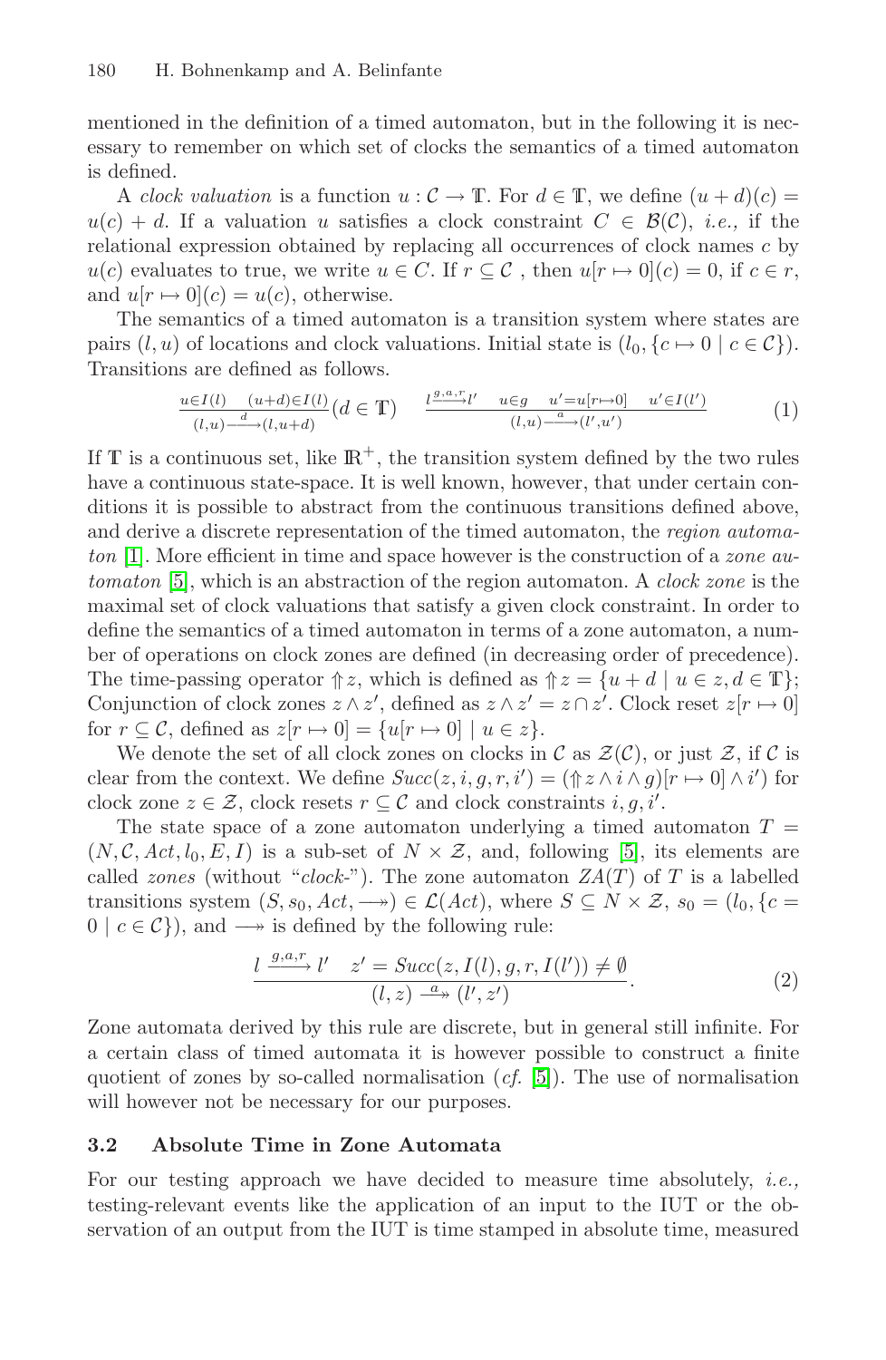mentioned in the definition of a timed automaton, but in the following it is necessary to remember on which set of clocks the semantics of a timed automaton is defined.

A *clock valuation* is a function $u : \mathcal{C} \to \mathbb{T}$. For $d \in \mathbb{T}$, we define $(u + d)(c) = u(c) + d$. If a valuation $u$ satisfies a clock constraint $C \in \mathcal{B}(\mathcal{C})$, *i.e.,* if the relational expression obtained by replacing all occurrences of clock names $c$ by $u(c)$ evaluates to true, we write $u \in C$. If $r \subseteq \mathcal{C}$ , then $u[r \mapsto 0](c) = 0$, if $c \in r$, and $u[r \mapsto 0](c) = u(c)$, otherwise.

The semantics of a timed automaton is a transition system where states are pairs $(l, u)$ of locations and clock valuations. Initial state is $(l_0, \{c \mapsto 0 \mid c \in \mathcal{C}\})$. Transitions are defined as follows.

$$\frac{u \in I(l) \quad (u+d) \in I(l)}{(l,u) \xrightarrow{d} (l,u+d)} (d \in \mathbb{T}) \qquad \frac{l \xrightarrow{g,a,r} l' \quad u \in g \quad u' = u[r \mapsto 0] \quad u' \in I(l')}{(l,u) \xrightarrow{a} (l',u')} \tag{1}$$

If $\mathbb{T}$ is a continuous set, like $\mathbb{R}^+$, the transition system defined by the two rules have a continuous state-space. It is well known, however, that under certain conditions it is possible to abstract from the continuous transitions defined above, and derive a discrete representation of the timed automaton, the *region automaton* [1]. More efficient in time and space however is the construction of a *zone automaton* [5], which is an abstraction of the region automaton. A *clock zone* is the maximal set of clock valuations that satisfy a given clock constraint. In order to define the semantics of a timed automaton in terms of a zone automaton, a number of operations on clock zones are defined (in decreasing order of precedence). The time-passing operator $\Uparrow z$, which is defined as $\Uparrow z = \{u + d \mid u \in z, d \in \mathbb{T}\}$; Conjunction of clock zones $z \wedge z'$, defined as $z \wedge z' = z \cap z'$. Clock reset $z[r \mapsto 0]$ for $r \subseteq \mathcal{C}$, defined as $z[r \mapsto 0] = \{u[r \mapsto 0] \mid u \in z\}$.

We denote the set of all clock zones on clocks in $\mathcal{C}$ as $\mathcal{Z}(\mathcal{C})$, or just $\mathcal{Z}$, if $\mathcal{C}$ is clear from the context. We define $Succ(z, i, g, r, i') = (\Uparrow z \wedge i \wedge g)[r \mapsto 0] \wedge i')$ for clock zone $z \in \mathcal{Z}$, clock resets $r \subseteq \mathcal{C}$ and clock constraints $i, g, i'$.

The state space of a zone automaton underlying a timed automaton $T = (N, \mathcal{C}, Act, l_0, E, I)$ is a sub-set of $N \times \mathcal{Z}$, and, following [5], its elements are called *zones* (without "*clock-*"). The zone automaton $ZA(T)$ of $T$ is a labelled transitions system $(S, s_0, Act, \longrightarrow\!\!\!\!\!\rightarrow) \in \mathcal{L}(Act)$, where $S \subseteq N \times \mathcal{Z}$, $s_0 = (l_0, \{c = 0 \mid c \in \mathcal{C}\})$, and $\longrightarrow\!\!\!\!\!\rightarrow$ is defined by the following rule:

$$\frac{l \xrightarrow{g,a,r} l' \quad z' = Succ(z, I(l), g, r, I(l')) \neq \emptyset}{(l, z) \xrightarrow{a}\!\!\!\!\rightarrow (l', z')}. \tag{2}$$

Zone automata derived by this rule are discrete, but in general still infinite. For a certain class of timed automata it is however possible to construct a finite quotient of zones by so-called normalisation (*cf.* [5]). The use of normalisation will however not be necessary for our purposes.

### 3.2 Absolute Time in Zone Automata

For our testing approach we have decided to measure time absolutely, *i.e.,* testing-relevant events like the application of an input to the IUT or the observation of an output from the IUT is time stamped in absolute time, measured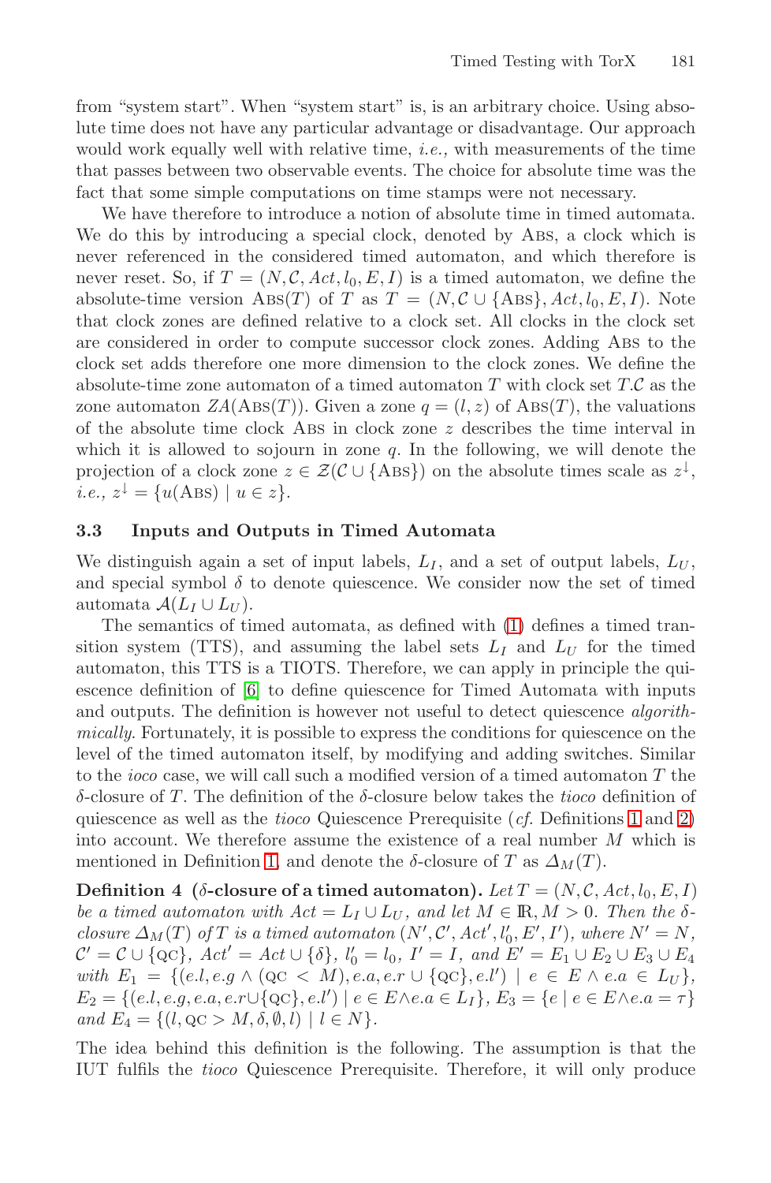from "system start". When "system start" is, is an arbitrary choice. Using absolute time does not have any particular advantage or disadvantage. Our approach would work equally well with relative time, *i.e.,* with measurements of the time that passes between two observable events. The choice for absolute time was the fact that some simple computations on time stamps were not necessary.

We have therefore to introduce a notion of absolute time in timed automata. We do this by introducing a special clock, denoted by Abs, a clock which is never referenced in the considered timed automaton, and which therefore is never reset. So, if $T = (N, \mathcal{C}, Act, l_0, E, I)$ is a timed automaton, we define the absolute-time version $\text{Abs}(T)$ of $T$ as $T = (N, \mathcal{C} \cup \{\text{Abs}\}, Act, l_0, E, I)$. Note that clock zones are defined relative to a clock set. All clocks in the clock set are considered in order to compute successor clock zones. Adding Abs to the clock set adds therefore one more dimension to the clock zones. We define the absolute-time zone automaton of a timed automaton $T$ with clock set $T.\mathcal{C}$ as the zone automaton $ZA(\text{Abs}(T))$. Given a zone $q = (l, z)$ of $\text{Abs}(T)$, the valuations of the absolute time clock Abs in clock zone $z$ describes the time interval in which it is allowed to sojourn in zone $q$. In the following, we will denote the projection of a clock zone $z \in \mathcal{Z}(\mathcal{C} \cup \{\text{Abs}\})$ on the absolute times scale as $z^{\downarrow}$, *i.e.,* $z^{\downarrow} = \{u(\text{Abs}) \mid u \in z\}$.

### 3.3 Inputs and Outputs in Timed Automata

We distinguish again a set of input labels, $L_I$, and a set of output labels, $L_U$, and special symbol $\delta$ to denote quiescence. We consider now the set of timed automata $\mathcal{A}(L_I \cup L_U)$.

The semantics of timed automata, as defined with (1) defines a timed transition system (TTS), and assuming the label sets $L_I$ and $L_U$ for the timed automaton, this TTS is a TIOTS. Therefore, we can apply in principle the quiescence definition of [6] to define quiescence for Timed Automata with inputs and outputs. The definition is however not useful to detect quiescence *algorithmically*. Fortunately, it is possible to express the conditions for quiescence on the level of the timed automaton itself, by modifying and adding switches. Similar to the *ioco* case, we will call such a modified version of a timed automaton $T$ the $\delta$-closure of $T$. The definition of the $\delta$-closure below takes the *tioco* definition of quiescence as well as the *tioco* Quiescence Prerequisite (*cf.* Definitions 1 and 2) into account. We therefore assume the existence of a real number $M$ which is mentioned in Definition 1, and denote the $\delta$-closure of $T$ as $\Delta_M(T)$.

**Definition 4 ($\delta$-closure of a timed automaton).** *Let $T = (N, \mathcal{C}, Act, l_0, E, I)$ be a timed automaton with $Act = L_I \cup L_U$, and let $M \in \mathbb{R}, M > 0$. Then the $\delta$-closure $\Delta_M(T)$ of $T$ is a timed automaton $(N', \mathcal{C}', Act', l'_0, E', I')$, where $N' = N$, $\mathcal{C}' = \mathcal{C} \cup \{\text{QC}\}$, $Act' = Act \cup \{\delta\}$, $l'_0 = l_0$, $I' = I$, and $E' = E_1 \cup E_2 \cup E_3 \cup E_4$ with $E_1 = \{(e.l, e.g \wedge (\text{QC} < M), e.a, e.r \cup \{\text{QC}\}, e.l') \mid e \in E \wedge e.a \in L_U\}$, $E_2 = \{(e.l, e.g, e.a, e.r \cup \{\text{QC}\}, e.l') \mid e \in E \wedge e.a \in L_I\}$, $E_3 = \{e \mid e \in E \wedge e.a = \tau\}$ and $E_4 = \{(l, \text{QC} > M, \delta, \emptyset, l) \mid l \in N\}$.*

The idea behind this definition is the following. The assumption is that the IUT fulfils the *tioco* Quiescence Prerequisite. Therefore, it will only produce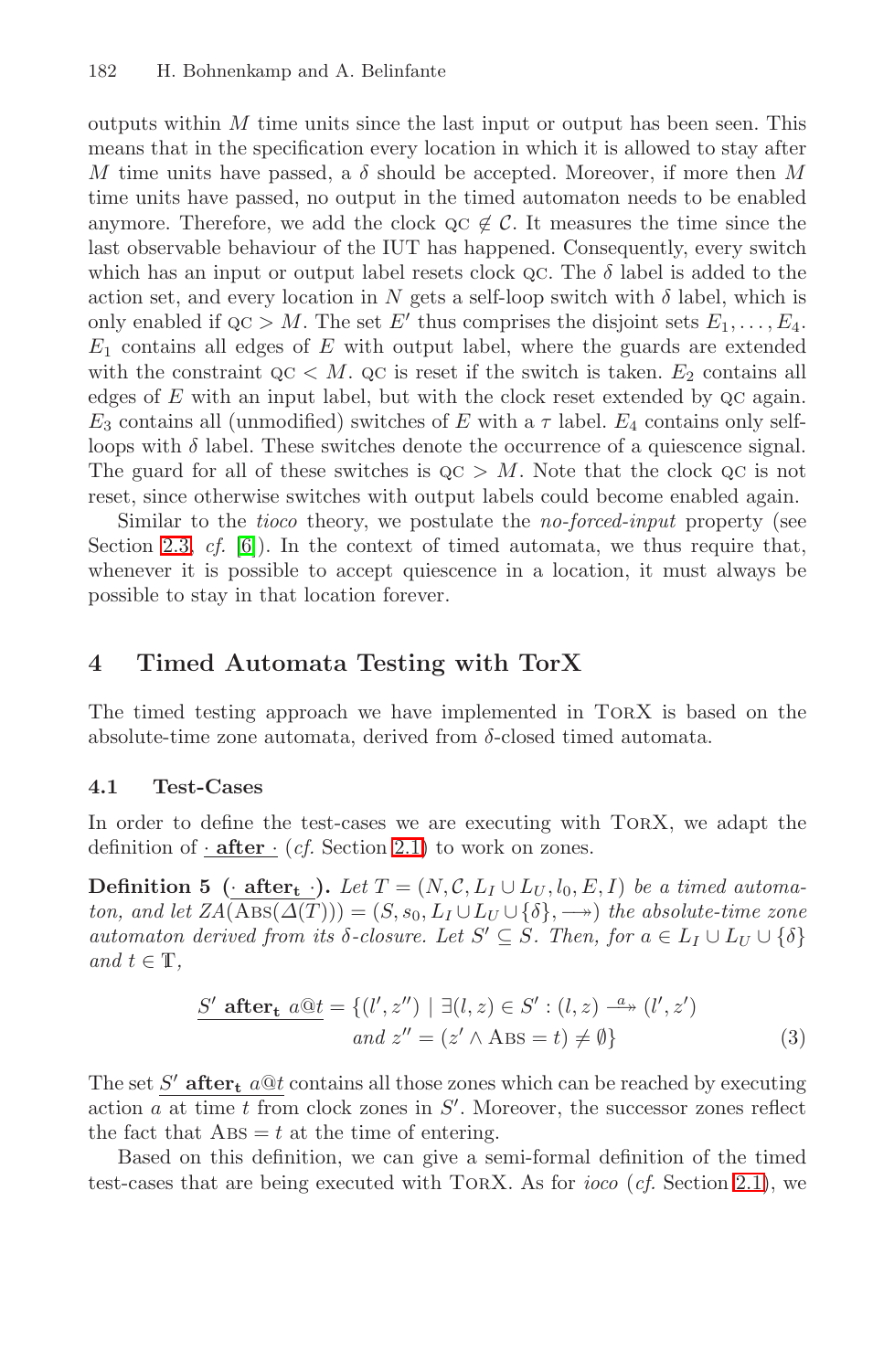outputs within $M$ time units since the last input or output has been seen. This means that in the specification every location in which it is allowed to stay after $M$ time units have passed, a $\delta$ should be accepted. Moreover, if more then $M$ time units have passed, no output in the timed automaton needs to be enabled anymore. Therefore, we add the clock $\textsc{qc} \notin \mathcal{C}$. It measures the time since the last observable behaviour of the IUT has happened. Consequently, every switch which has an input or output label resets clock $\textsc{qc}$. The $\delta$ label is added to the action set, and every location in $N$ gets a self-loop switch with $\delta$ label, which is only enabled if $\textsc{qc} > M$. The set $E'$ thus comprises the disjoint sets $E_1, \ldots, E_4$. $E_1$ contains all edges of $E$ with output label, where the guards are extended with the constraint $\textsc{qc} < M$. $\textsc{qc}$ is reset if the switch is taken. $E_2$ contains all edges of $E$ with an input label, but with the clock reset extended by $\textsc{qc}$ again. $E_3$ contains all (unmodified) switches of $E$ with a $\tau$ label. $E_4$ contains only self-loops with $\delta$ label. These switches denote the occurrence of a quiescence signal. The guard for all of these switches is $\textsc{qc} > M$. Note that the clock $\textsc{qc}$ is not reset, since otherwise switches with output labels could become enabled again.

Similar to the *tioco* theory, we postulate the *no-forced-input* property (see Section 2.3, *cf.* [6]). In the context of timed automata, we thus require that, whenever it is possible to accept quiescence in a location, it must always be possible to stay in that location forever.

## 4 Timed Automata Testing with TorX

The timed testing approach we have implemented in TorX is based on the absolute-time zone automata, derived from $\delta$-closed timed automata.

### 4.1 Test-Cases

In order to define the test-cases we are executing with TorX, we adapt the definition of $\underline{\cdot \text{ after } \cdot}$ (*cf.* Section 2.1) to work on zones.

**Definition 5** ($\underline{\cdot \text{ after}_\mathbf{t} \cdot}$). *Let $T = (N, \mathcal{C}, L_I \cup L_U, l_0, E, I)$ be a timed automaton, and let $ZA(\textsc{Abs}(\Delta(T))) = (S, s_0, L_I \cup L_U \cup \{\delta\}, \twoheadrightarrow)$ the absolute-time zone automaton derived from its $\delta$-closure. Let $S' \subseteq S$. Then, for $a \in L_I \cup L_U \cup \{\delta\}$ and $t \in \mathbb{T}$,*

$$\underline{S' \text{ after}_\mathbf{t}\ a@t} = \{(l', z'') \mid \exists (l, z) \in S' : (l, z) \xrightarrow{a} (l', z') \\ \text{and } z'' = (z' \wedge \textsc{Abs} = t) \neq \emptyset\} \qquad (3)$$

The set $\underline{S' \text{ after}_\mathbf{t}\ a@t}$ contains all those zones which can be reached by executing action $a$ at time $t$ from clock zones in $S'$. Moreover, the successor zones reflect the fact that $\textsc{Abs} = t$ at the time of entering.

Based on this definition, we can give a semi-formal definition of the timed test-cases that are being executed with TorX. As for *ioco* (*cf.* Section 2.1), we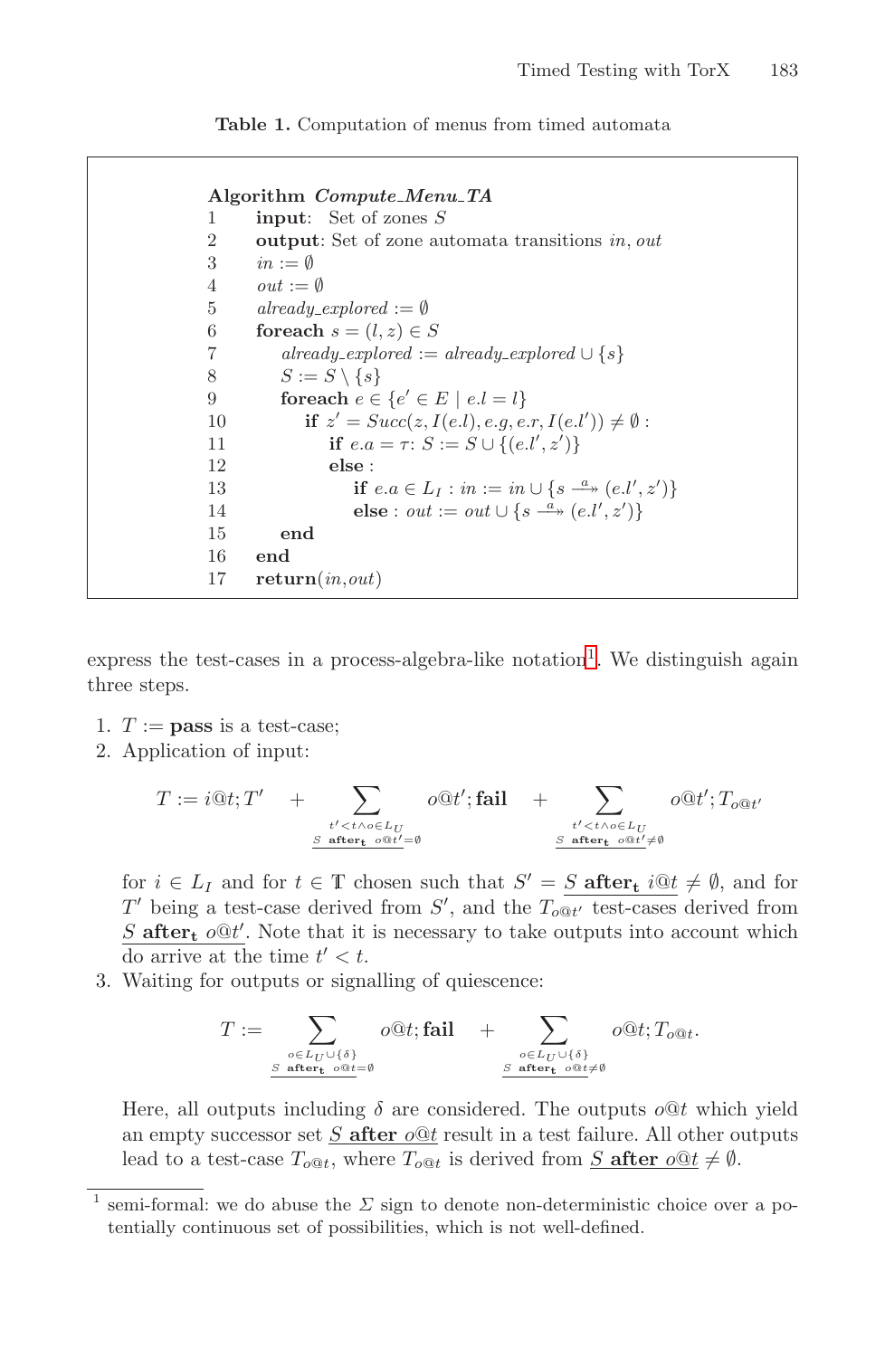**Table 1.** Computation of menus from timed automata

```
    Algorithm Compute_Menu_TA
1       input:  Set of zones S
2       output: Set of zone automata transitions in, out
3       in := ∅
4       out := ∅
5       already_explored := ∅
6       foreach s = (l, z) ∈ S
7           already_explored := already_explored ∪ {s}
8           S := S \ {s}
9           foreach e ∈ {e' ∈ E | e.l = l}
10              if z' = Succ(z, I(e.l), e.g, e.r, I(e.l')) ≠ ∅ :
11                  if e.a = τ: S := S ∪ {(e.l', z')}
12                  else :
13                      if e.a ∈ L_I : in := in ∪ {s --a->> (e.l', z')}
14                      else : out := out ∪ {s --a->> (e.l', z')}
15          end
16      end
17      return(in,out)
```

express the test-cases in a process-algebra-like notation[1]. We distinguish again three steps.

1. $T := \textbf{pass}$ is a test-case;
2. Application of input:

$$T := i@t; T' \quad + \sum_{\substack{t'<t \wedge o \in L_U \\ \underline{S\ \textbf{after}_\textbf{t}\ o@t'} = \emptyset}} o@t'; \textbf{fail} \quad + \sum_{\substack{t'<t \wedge o \in L_U \\ \underline{S\ \textbf{after}_\textbf{t}\ o@t'} \neq \emptyset}} o@t'; T_{o@t'}$$

for $i \in L_I$ and for $t \in \mathbb{T}$ chosen such that $S' = \underline{S\ \textbf{after}_\textbf{t}\ i@t} \neq \emptyset$, and for $T'$ being a test-case derived from $S'$, and the $T_{o@t'}$ test-cases derived from $\underline{S\ \textbf{after}_\textbf{t}\ o@t'}$. Note that it is necessary to take outputs into account which do arrive at the time $t' < t$.

3. Waiting for outputs or signalling of quiescence:

$$T := \sum_{\substack{o \in L_U \cup \{\delta\} \\ \underline{S\ \textbf{after}_\textbf{t}\ o@t} = \emptyset}} o@t; \textbf{fail} \quad + \sum_{\substack{o \in L_U \cup \{\delta\} \\ \underline{S\ \textbf{after}_\textbf{t}\ o@t} \neq \emptyset}} o@t; T_{o@t}.$$

Here, all outputs including $\delta$ are considered. The outputs $o@t$ which yield an empty successor set $\underline{S\ \textbf{after}\ o@t}$ result in a test failure. All other outputs lead to a test-case $T_{o@t}$, where $T_{o@t}$ is derived from $\underline{S\ \textbf{after}\ o@t} \neq \emptyset$.

[1] semi-formal: we do abuse the $\Sigma$ sign to denote non-deterministic choice over a potentially continuous set of possibilities, which is not well-defined.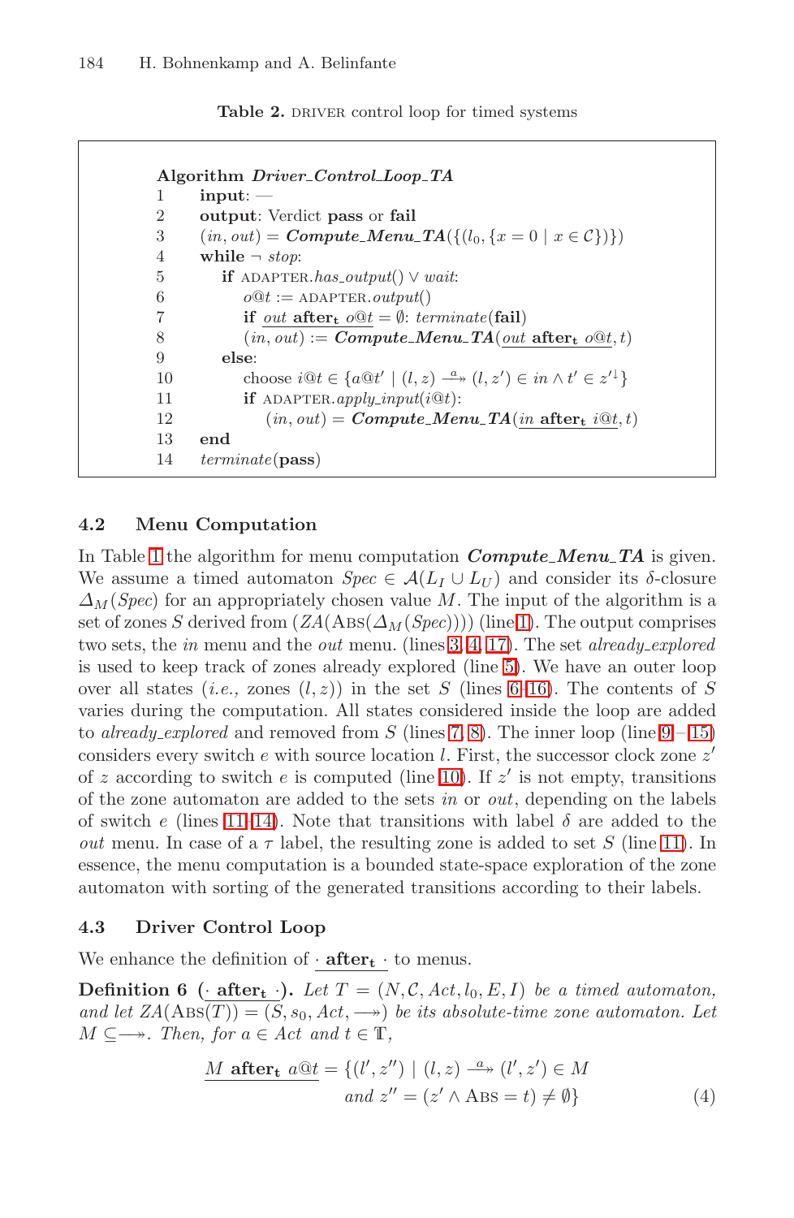**Table 2.** DRIVER control loop for timed systems

```
Algorithm Driver_Control_Loop_TA
1    input: —
2    output: Verdict pass or fail
3    (in, out) = Compute_Menu_TA({(l_0, {x = 0 | x ∈ C})})
4    while ¬ stop:
5       if ADAPTER.has_output() ∨ wait:
6          o@t := ADAPTER.output()
7          if out after_t o@t = ∅: terminate(fail)
8          (in, out) := Compute_Menu_TA(out after_t o@t, t)
9       else:
10         choose i@t ∈ {a@t' | (l, z) --a->> (l, z') ∈ in ∧ t' ∈ z'↓}
11         if ADAPTER.apply_input(i@t):
12            (in, out) = Compute_Menu_TA(in after_t i@t, t)
13   end
14   terminate(pass)
```

### 4.2 Menu Computation

In Table 1 the algorithm for menu computation ***Compute_Menu_TA*** is given. We assume a timed automaton $Spec \in \mathcal{A}(L_I \cup L_U)$ and consider its $\delta$-closure $\Delta_M(Spec)$ for an appropriately chosen value $M$. The input of the algorithm is a set of zones $S$ derived from $(ZA(\text{ABS}(\Delta_M(Spec))))$ (line 1). The output comprises two sets, the *in* menu and the *out* menu. (lines 3, 4, 17). The set *already_explored* is used to keep track of zones already explored (line 5). We have an outer loop over all states (*i.e.,* zones $(l, z)$) in the set $S$ (lines 6-16). The contents of $S$ varies during the computation. All states considered inside the loop are added to *already_explored* and removed from $S$ (lines 7, 8). The inner loop (line 9 – 15) considers every switch $e$ with source location $l$. First, the successor clock zone $z'$ of $z$ according to switch $e$ is computed (line 10). If $z'$ is not empty, transitions of the zone automaton are added to the sets *in* or *out*, depending on the labels of switch $e$ (lines 11-14). Note that transitions with label $\delta$ are added to the *out* menu. In case of a $\tau$ label, the resulting zone is added to set $S$ (line 11). In essence, the menu computation is a bounded state-space exploration of the zone automaton with sorting of the generated transitions according to their labels.

### 4.3 Driver Control Loop

We enhance the definition of $\underline{\cdot \ \mathbf{after_t} \ \cdot}$ to menus.

**Definition 6** **($\underline{\cdot \ \mathbf{after_t} \ \cdot}$).** *Let $T = (N, \mathcal{C}, Act, l_0, E, I)$ be a timed automaton, and let $ZA(\text{ABS}(T)) = (S, s_0, Act, \twoheadrightarrow)$ be its absolute-time zone automaton. Let $M \subseteq \twoheadrightarrow$. Then, for $a \in Act$ and $t \in \mathbb{T}$,*

$$\underline{M \ \mathbf{after_t} \ a@t} = \{(l', z'') \mid (l, z) \xrightarrow{a}\!\!\!\!\twoheadrightarrow (l', z') \in M \text{ and } z'' = (z' \wedge \text{ABS} = t) \neq \emptyset\} \tag{4}$$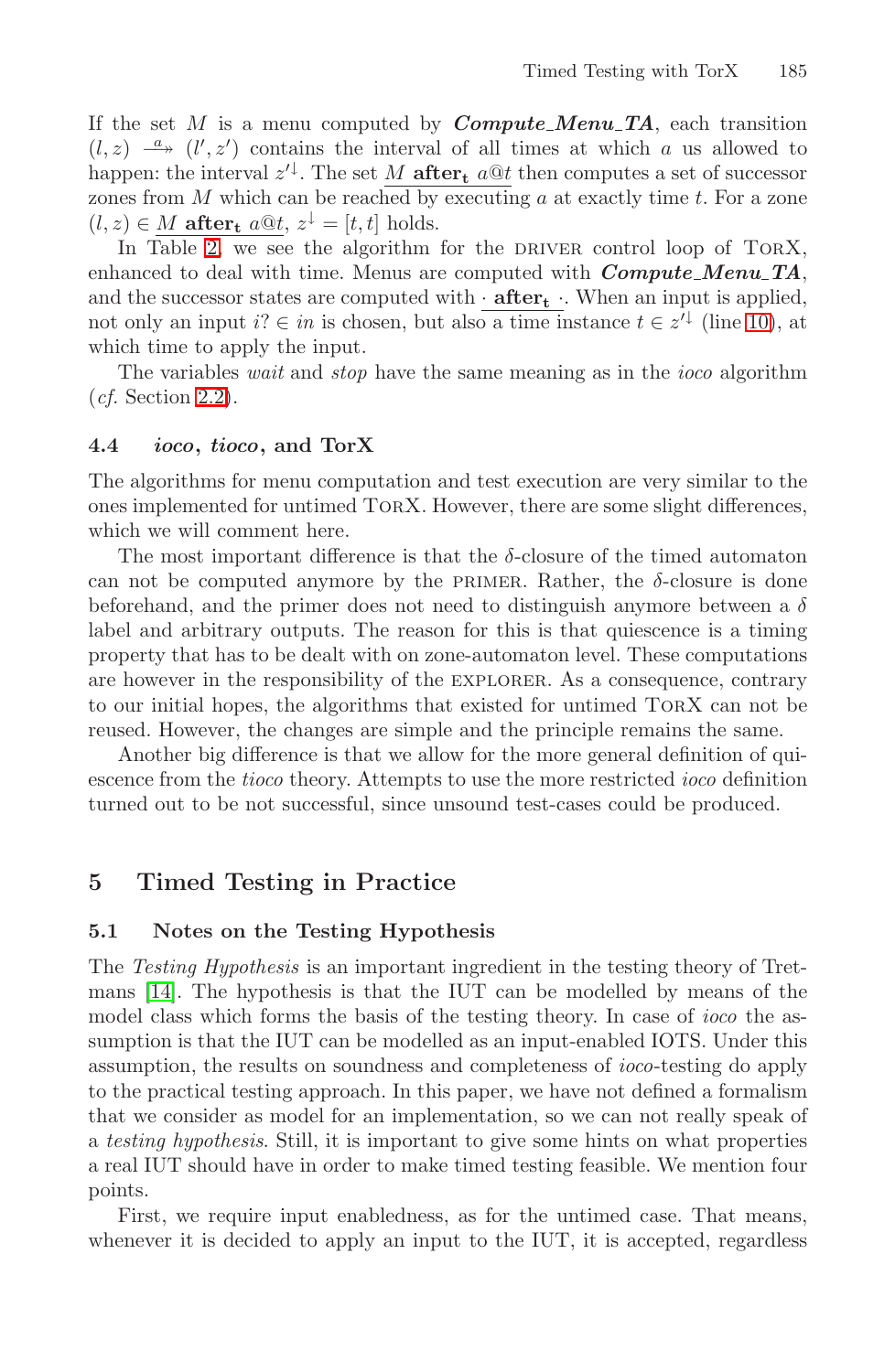If the set $M$ is a menu computed by ***Compute_Menu_TA***, each transition $(l, z) \xrightarrow{a} (l', z')$ contains the interval of all times at which $a$ us allowed to happen: the interval $z'^{\downarrow}$. The set $\underline{M\ \mathbf{after_t}\ a@t}$ then computes a set of successor zones from $M$ which can be reached by executing $a$ at exactly time $t$. For a zone $(l, z) \in \underline{M\ \mathbf{after_t}\ a@t}$, $z^{\downarrow} = [t, t]$ holds.

In Table 2, we see the algorithm for the DRIVER control loop of TorX, enhanced to deal with time. Menus are computed with ***Compute_Menu_TA***, and the successor states are computed with $\underline{\cdot\ \mathbf{after_t}\ \cdot}$. When an input is applied, not only an input $i? \in in$ is chosen, but also a time instance $t \in z'^{\downarrow}$ (line 10), at which time to apply the input.

The variables *wait* and *stop* have the same meaning as in the *ioco* algorithm (*cf.* Section 2.2).

### 4.4 *ioco*, *tioco*, and TorX

The algorithms for menu computation and test execution are very similar to the ones implemented for untimed TorX. However, there are some slight differences, which we will comment here.

The most important difference is that the $\delta$-closure of the timed automaton can not be computed anymore by the PRIMER. Rather, the $\delta$-closure is done beforehand, and the primer does not need to distinguish anymore between a $\delta$ label and arbitrary outputs. The reason for this is that quiescence is a timing property that has to be dealt with on zone-automaton level. These computations are however in the responsibility of the EXPLORER. As a consequence, contrary to our initial hopes, the algorithms that existed for untimed TorX can not be reused. However, the changes are simple and the principle remains the same.

Another big difference is that we allow for the more general definition of quiescence from the *tioco* theory. Attempts to use the more restricted *ioco* definition turned out to be not successful, since unsound test-cases could be produced.

## 5 Timed Testing in Practice

### 5.1 Notes on the Testing Hypothesis

The *Testing Hypothesis* is an important ingredient in the testing theory of Tretmans [14]. The hypothesis is that the IUT can be modelled by means of the model class which forms the basis of the testing theory. In case of *ioco* the assumption is that the IUT can be modelled as an input-enabled IOTS. Under this assumption, the results on soundness and completeness of *ioco*-testing do apply to the practical testing approach. In this paper, we have not defined a formalism that we consider as model for an implementation, so we can not really speak of a *testing hypothesis*. Still, it is important to give some hints on what properties a real IUT should have in order to make timed testing feasible. We mention four points.

First, we require input enabledness, as for the untimed case. That means, whenever it is decided to apply an input to the IUT, it is accepted, regardless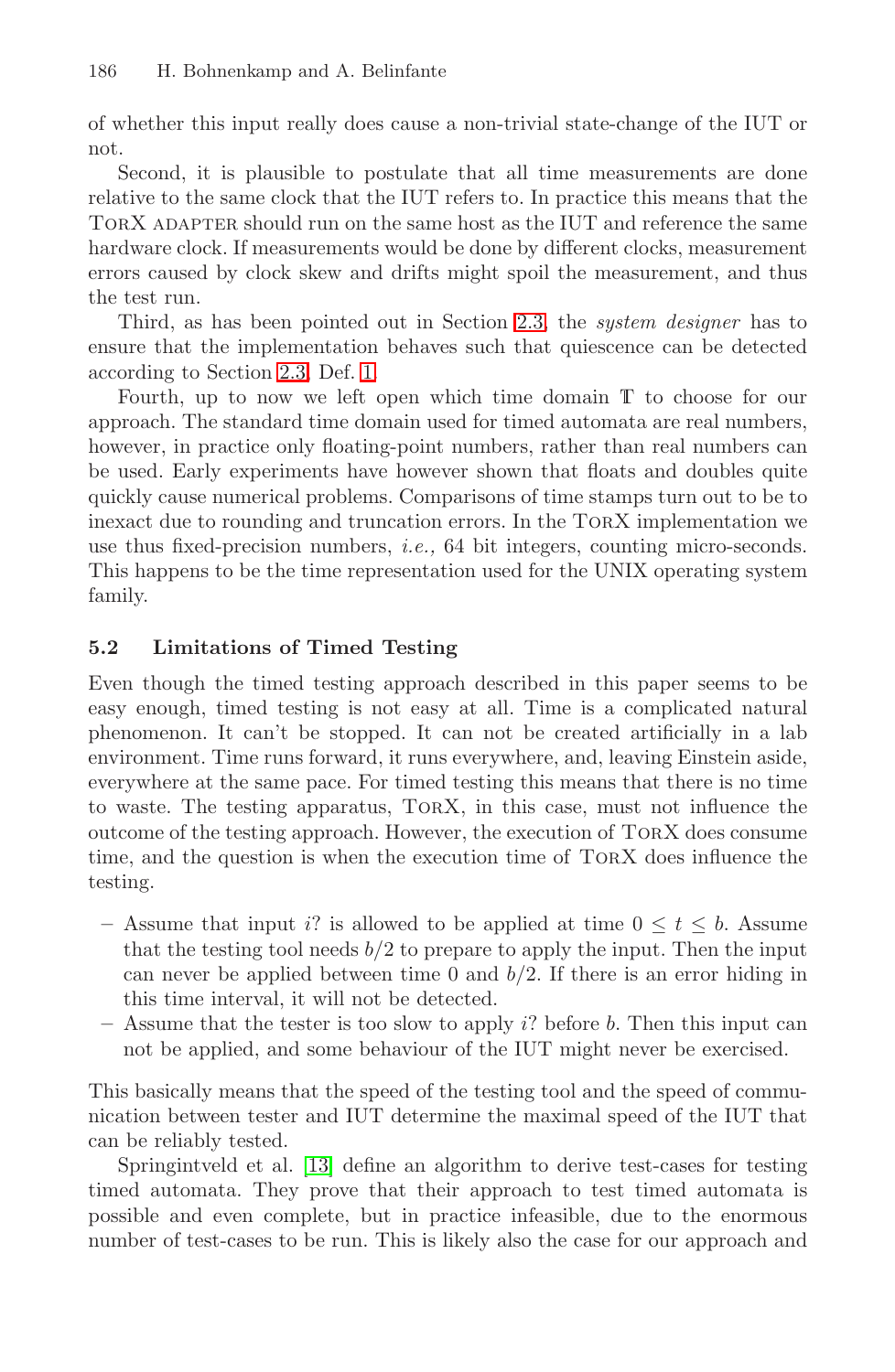of whether this input really does cause a non-trivial state-change of the IUT or not.

Second, it is plausible to postulate that all time measurements are done relative to the same clock that the IUT refers to. In practice this means that the TorX adapter should run on the same host as the IUT and reference the same hardware clock. If measurements would be done by different clocks, measurement errors caused by clock skew and drifts might spoil the measurement, and thus the test run.

Third, as has been pointed out in Section 2.3, the *system designer* has to ensure that the implementation behaves such that quiescence can be detected according to Section 2.3, Def. 1.

Fourth, up to now we left open which time domain $\mathbb{T}$ to choose for our approach. The standard time domain used for timed automata are real numbers, however, in practice only floating-point numbers, rather than real numbers can be used. Early experiments have however shown that floats and doubles quite quickly cause numerical problems. Comparisons of time stamps turn out to be to inexact due to rounding and truncation errors. In the TorX implementation we use thus fixed-precision numbers, *i.e.,* 64 bit integers, counting micro-seconds. This happens to be the time representation used for the UNIX operating system family.

### 5.2 Limitations of Timed Testing

Even though the timed testing approach described in this paper seems to be easy enough, timed testing is not easy at all. Time is a complicated natural phenomenon. It can't be stopped. It can not be created artificially in a lab environment. Time runs forward, it runs everywhere, and, leaving Einstein aside, everywhere at the same pace. For timed testing this means that there is no time to waste. The testing apparatus, TorX, in this case, must not influence the outcome of the testing approach. However, the execution of TorX does consume time, and the question is when the execution time of TorX does influence the testing.

- Assume that input $i?$ is allowed to be applied at time $0 \leq t \leq b$. Assume that the testing tool needs $b/2$ to prepare to apply the input. Then the input can never be applied between time 0 and $b/2$. If there is an error hiding in this time interval, it will not be detected.
- Assume that the tester is too slow to apply $i?$ before $b$. Then this input can not be applied, and some behaviour of the IUT might never be exercised.

This basically means that the speed of the testing tool and the speed of communication between tester and IUT determine the maximal speed of the IUT that can be reliably tested.

Springintveld et al. [13] define an algorithm to derive test-cases for testing timed automata. They prove that their approach to test timed automata is possible and even complete, but in practice infeasible, due to the enormous number of test-cases to be run. This is likely also the case for our approach and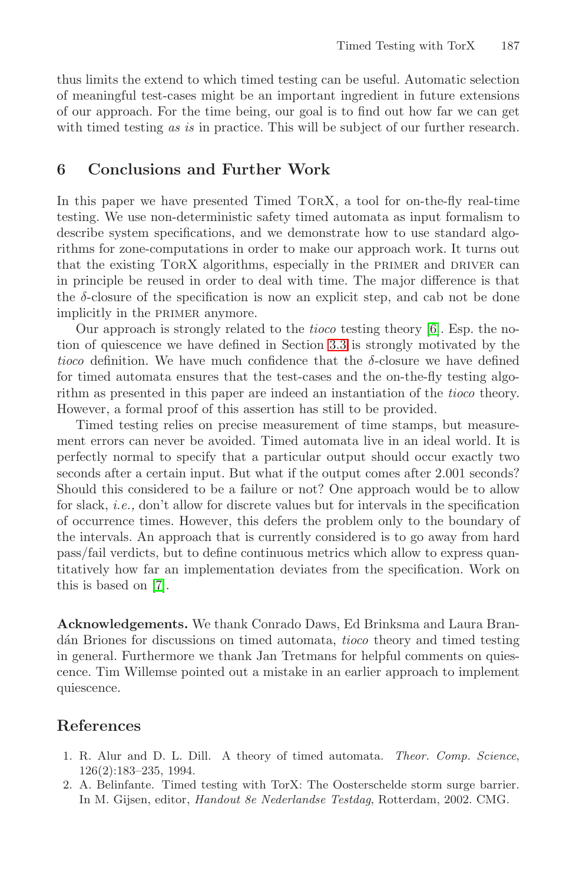thus limits the extend to which timed testing can be useful. Automatic selection of meaningful test-cases might be an important ingredient in future extensions of our approach. For the time being, our goal is to find out how far we can get with timed testing *as is* in practice. This will be subject of our further research.

## 6 Conclusions and Further Work

In this paper we have presented Timed TorX, a tool for on-the-fly real-time testing. We use non-deterministic safety timed automata as input formalism to describe system specifications, and we demonstrate how to use standard algorithms for zone-computations in order to make our approach work. It turns out that the existing TorX algorithms, especially in the primer and driver can in principle be reused in order to deal with time. The major difference is that the $\delta$-closure of the specification is now an explicit step, and cab not be done implicitly in the primer anymore.

Our approach is strongly related to the *tioco* testing theory [6]. Esp. the notion of quiescence we have defined in Section 3.3 is strongly motivated by the *tioco* definition. We have much confidence that the $\delta$-closure we have defined for timed automata ensures that the test-cases and the on-the-fly testing algorithm as presented in this paper are indeed an instantiation of the *tioco* theory. However, a formal proof of this assertion has still to be provided.

Timed testing relies on precise measurement of time stamps, but measurement errors can never be avoided. Timed automata live in an ideal world. It is perfectly normal to specify that a particular output should occur exactly two seconds after a certain input. But what if the output comes after 2.001 seconds? Should this considered to be a failure or not? One approach would be to allow for slack, *i.e.,* don't allow for discrete values but for intervals in the specification of occurrence times. However, this defers the problem only to the boundary of the intervals. An approach that is currently considered is to go away from hard pass/fail verdicts, but to define continuous metrics which allow to express quantitatively how far an implementation deviates from the specification. Work on this is based on [7].

**Acknowledgements.** We thank Conrado Daws, Ed Brinksma and Laura Brandán Briones for discussions on timed automata, *tioco* theory and timed testing in general. Furthermore we thank Jan Tretmans for helpful comments on quiescence. Tim Willemse pointed out a mistake in an earlier approach to implement quiescence.

## References

1. R. Alur and D. L. Dill. A theory of timed automata. *Theor. Comp. Science*, 126(2):183–235, 1994.
2. A. Belinfante. Timed testing with TorX: The Oosterschelde storm surge barrier. In M. Gijsen, editor, *Handout 8e Nederlandse Testdag*, Rotterdam, 2002. CMG.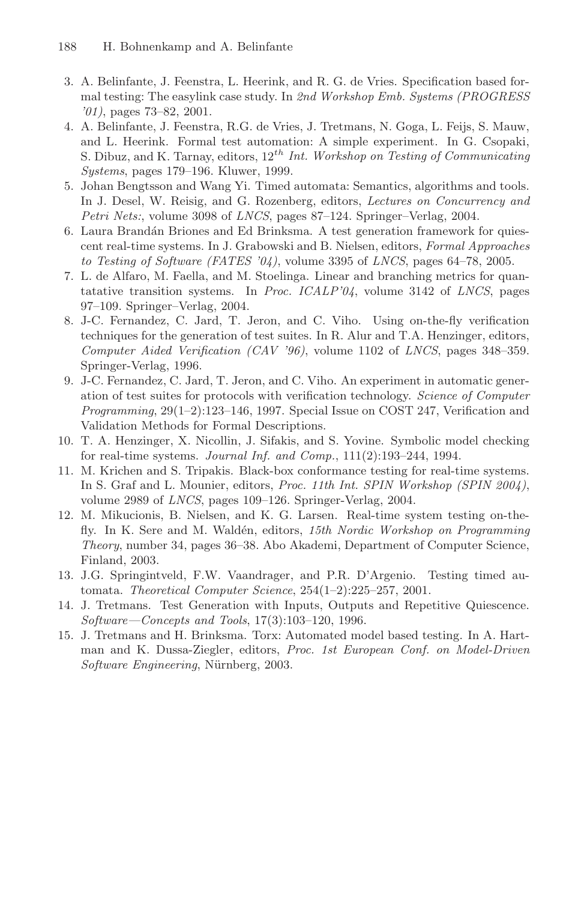3. A. Belinfante, J. Feenstra, L. Heerink, and R. G. de Vries. Specification based formal testing: The easylink case study. In *2nd Workshop Emb. Systems (PROGRESS '01)*, pages 73–82, 2001.
4. A. Belinfante, J. Feenstra, R.G. de Vries, J. Tretmans, N. Goga, L. Feijs, S. Mauw, and L. Heerink. Formal test automation: A simple experiment. In G. Csopaki, S. Dibuz, and K. Tarnay, editors, $12^{th}$ *Int. Workshop on Testing of Communicating Systems*, pages 179–196. Kluwer, 1999.
5. Johan Bengtsson and Wang Yi. Timed automata: Semantics, algorithms and tools. In J. Desel, W. Reisig, and G. Rozenberg, editors, *Lectures on Concurrency and Petri Nets:*, volume 3098 of *LNCS*, pages 87–124. Springer–Verlag, 2004.
6. Laura Brandán Briones and Ed Brinksma. A test generation framework for quiescent real-time systems. In J. Grabowski and B. Nielsen, editors, *Formal Approaches to Testing of Software (FATES '04)*, volume 3395 of *LNCS*, pages 64–78, 2005.
7. L. de Alfaro, M. Faella, and M. Stoelinga. Linear and branching metrics for quantatative transition systems. In *Proc. ICALP'04*, volume 3142 of *LNCS*, pages 97–109. Springer–Verlag, 2004.
8. J-C. Fernandez, C. Jard, T. Jeron, and C. Viho. Using on-the-fly verification techniques for the generation of test suites. In R. Alur and T.A. Henzinger, editors, *Computer Aided Verification (CAV '96)*, volume 1102 of *LNCS*, pages 348–359. Springer-Verlag, 1996.
9. J-C. Fernandez, C. Jard, T. Jeron, and C. Viho. An experiment in automatic generation of test suites for protocols with verification technology. *Science of Computer Programming*, 29(1–2):123–146, 1997. Special Issue on COST 247, Verification and Validation Methods for Formal Descriptions.
10. T. A. Henzinger, X. Nicollin, J. Sifakis, and S. Yovine. Symbolic model checking for real-time systems. *Journal Inf. and Comp.*, 111(2):193–244, 1994.
11. M. Krichen and S. Tripakis. Black-box conformance testing for real-time systems. In S. Graf and L. Mounier, editors, *Proc. 11th Int. SPIN Workshop (SPIN 2004)*, volume 2989 of *LNCS*, pages 109–126. Springer-Verlag, 2004.
12. M. Mikucionis, B. Nielsen, and K. G. Larsen. Real-time system testing on-the-fly. In K. Sere and M. Waldén, editors, *15th Nordic Workshop on Programming Theory*, number 34, pages 36–38. Abo Akademi, Department of Computer Science, Finland, 2003.
13. J.G. Springintveld, F.W. Vaandrager, and P.R. D'Argenio. Testing timed automata. *Theoretical Computer Science*, 254(1–2):225–257, 2001.
14. J. Tretmans. Test Generation with Inputs, Outputs and Repetitive Quiescence. *Software—Concepts and Tools*, 17(3):103–120, 1996.
15. J. Tretmans and H. Brinksma. Torx: Automated model based testing. In A. Hartman and K. Dussa-Ziegler, editors, *Proc. 1st European Conf. on Model-Driven Software Engineering*, Nürnberg, 2003.